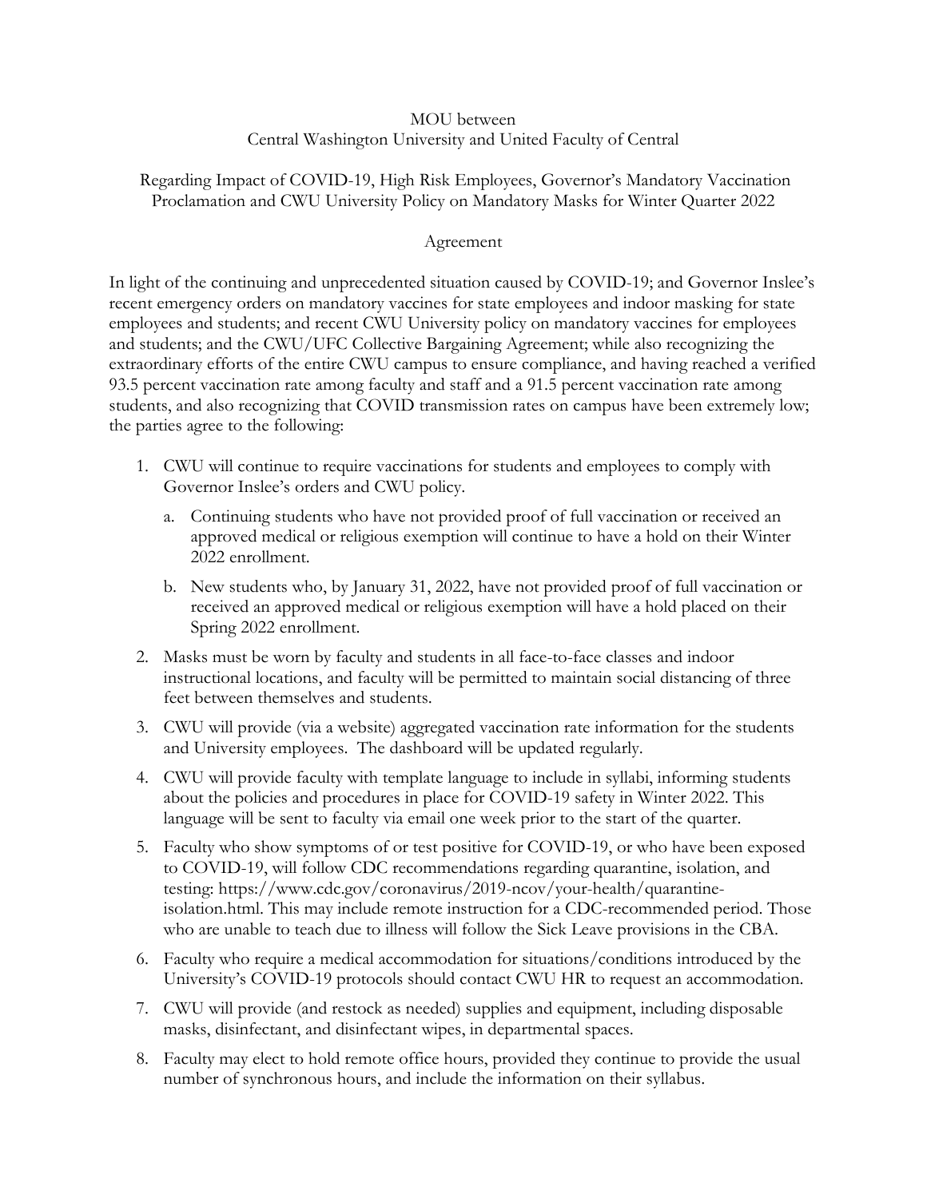MOU between
Central Washington University and United Faculty of Central

Regarding Impact of COVID-19, High Risk Employees, Governor's Mandatory Vaccination Proclamation and CWU University Policy on Mandatory Masks for Winter Quarter 2022

Agreement

In light of the continuing and unprecedented situation caused by COVID-19; and Governor Inslee's recent emergency orders on mandatory vaccines for state employees and indoor masking for state employees and students; and recent CWU University policy on mandatory vaccines for employees and students; and the CWU/UFC Collective Bargaining Agreement; while also recognizing the extraordinary efforts of the entire CWU campus to ensure compliance, and having reached a verified 93.5 percent vaccination rate among faculty and staff and a 91.5 percent vaccination rate among students, and also recognizing that COVID transmission rates on campus have been extremely low; the parties agree to the following:

1. CWU will continue to require vaccinations for students and employees to comply with Governor Inslee's orders and CWU policy.
   a. Continuing students who have not provided proof of full vaccination or received an approved medical or religious exemption will continue to have a hold on their Winter 2022 enrollment.
   b. New students who, by January 31, 2022, have not provided proof of full vaccination or received an approved medical or religious exemption will have a hold placed on their Spring 2022 enrollment.
2. Masks must be worn by faculty and students in all face-to-face classes and indoor instructional locations, and faculty will be permitted to maintain social distancing of three feet between themselves and students.
3. CWU will provide (via a website) aggregated vaccination rate information for the students and University employees. The dashboard will be updated regularly.
4. CWU will provide faculty with template language to include in syllabi, informing students about the policies and procedures in place for COVID-19 safety in Winter 2022. This language will be sent to faculty via email one week prior to the start of the quarter.
5. Faculty who show symptoms of or test positive for COVID-19, or who have been exposed to COVID-19, will follow CDC recommendations regarding quarantine, isolation, and testing: https://www.cdc.gov/coronavirus/2019-ncov/your-health/quarantine-isolation.html. This may include remote instruction for a CDC-recommended period. Those who are unable to teach due to illness will follow the Sick Leave provisions in the CBA.
6. Faculty who require a medical accommodation for situations/conditions introduced by the University's COVID-19 protocols should contact CWU HR to request an accommodation.
7. CWU will provide (and restock as needed) supplies and equipment, including disposable masks, disinfectant, and disinfectant wipes, in departmental spaces.
8. Faculty may elect to hold remote office hours, provided they continue to provide the usual number of synchronous hours, and include the information on their syllabus.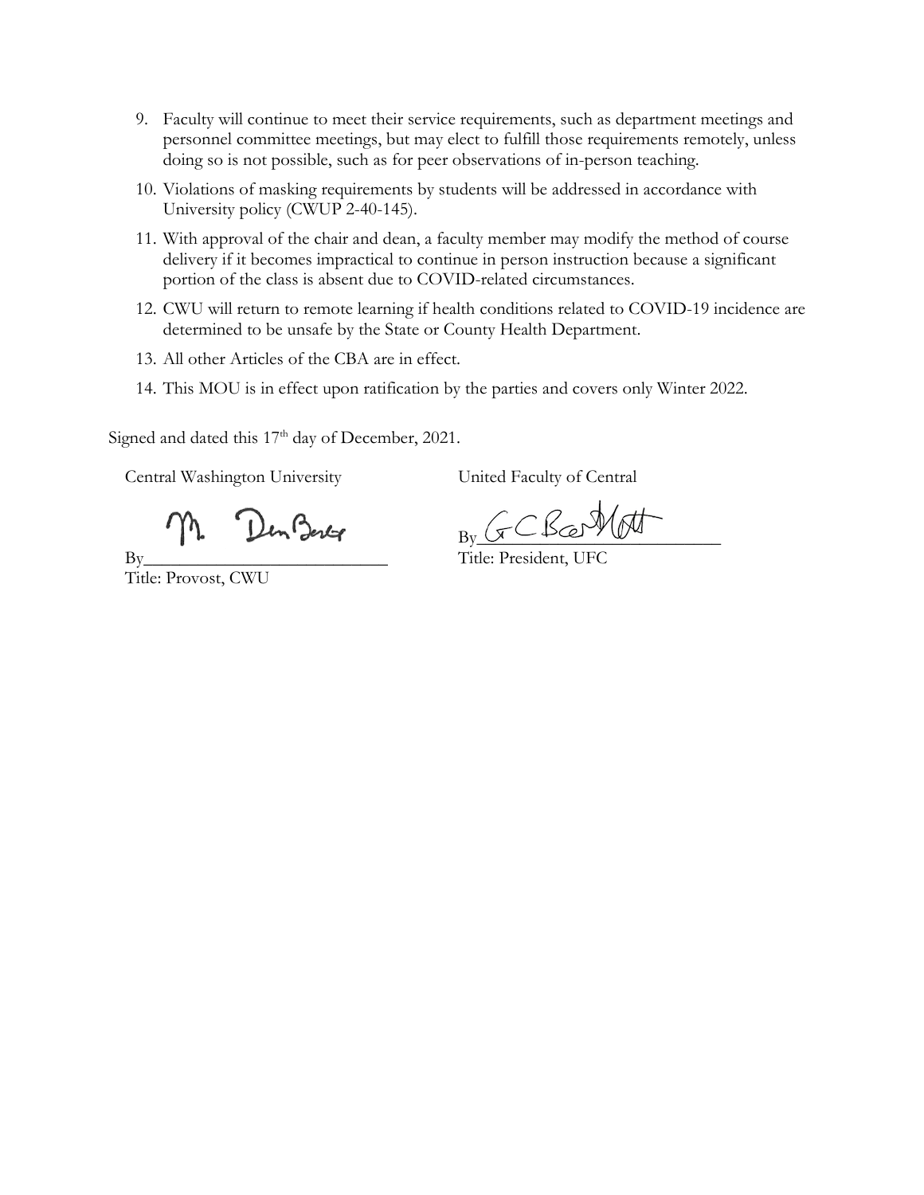9. Faculty will continue to meet their service requirements, such as department meetings and personnel committee meetings, but may elect to fulfill those requirements remotely, unless doing so is not possible, such as for peer observations of in-person teaching.
10. Violations of masking requirements by students will be addressed in accordance with University policy (CWUP 2-40-145).
11. With approval of the chair and dean, a faculty member may modify the method of course delivery if it becomes impractical to continue in person instruction because a significant portion of the class is absent due to COVID-related circumstances.
12. CWU will return to remote learning if health conditions related to COVID-19 incidence are determined to be unsafe by the State or County Health Department.
13. All other Articles of the CBA are in effect.
14. This MOU is in effect upon ratification by the parties and covers only Winter 2022.

Signed and dated this 17th day of December, 2021.

| | |
|---|---|
| Central Washington University | United Faculty of Central |
| By___________________________ | By___________________________ |
| Title: Provost, CWU | Title: President, UFC |